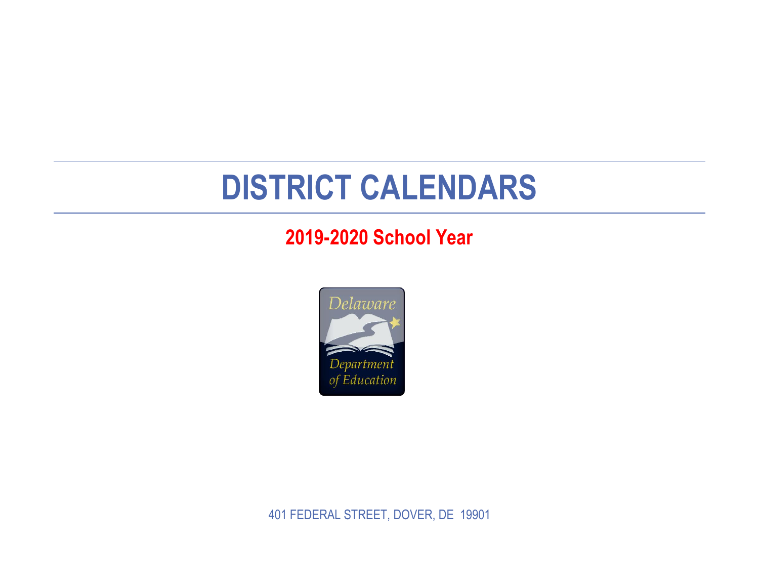# DISTRICT CALENDARS

## 2019-2020 School Year

Delaware Department of Education

401 FEDERAL STREET, DOVER, DE 19901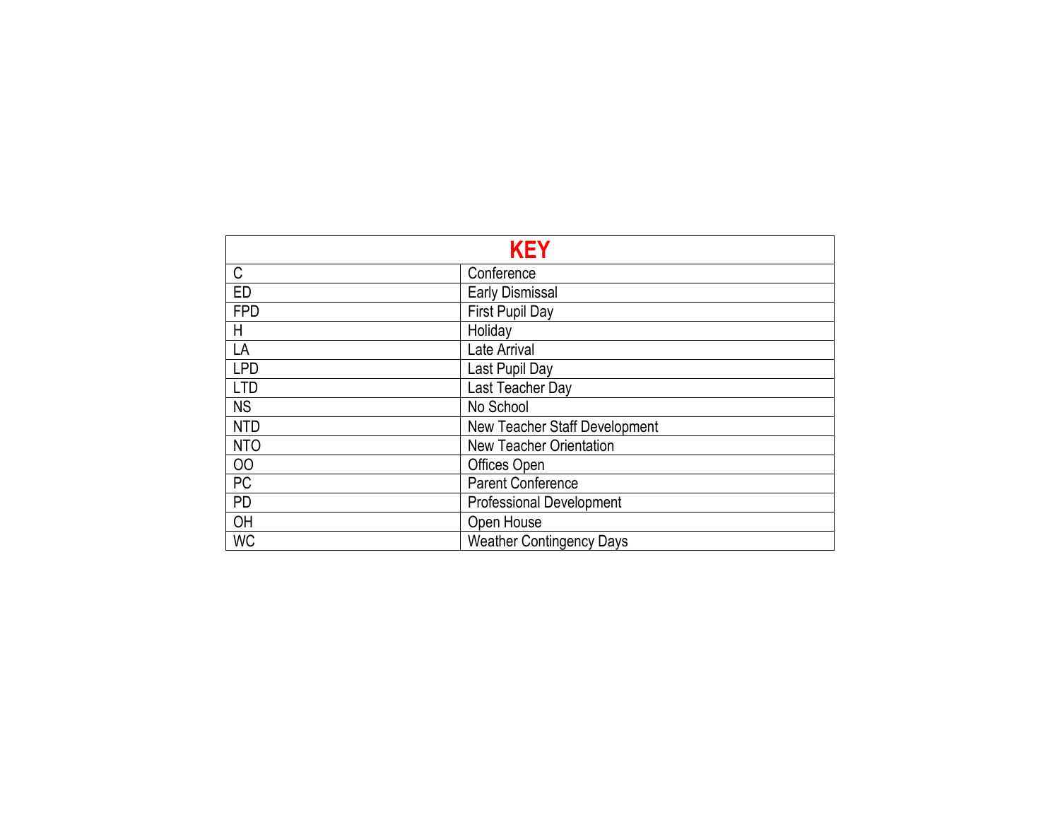| KEY | |
|---|---|
| C | Conference |
| ED | Early Dismissal |
| FPD | First Pupil Day |
| H | Holiday |
| LA | Late Arrival |
| LPD | Last Pupil Day |
| LTD | Last Teacher Day |
| NS | No School |
| NTD | New Teacher Staff Development |
| NTO | New Teacher Orientation |
| OO | Offices Open |
| PC | Parent Conference |
| PD | Professional Development |
| OH | Open House |
| WC | Weather Contingency Days |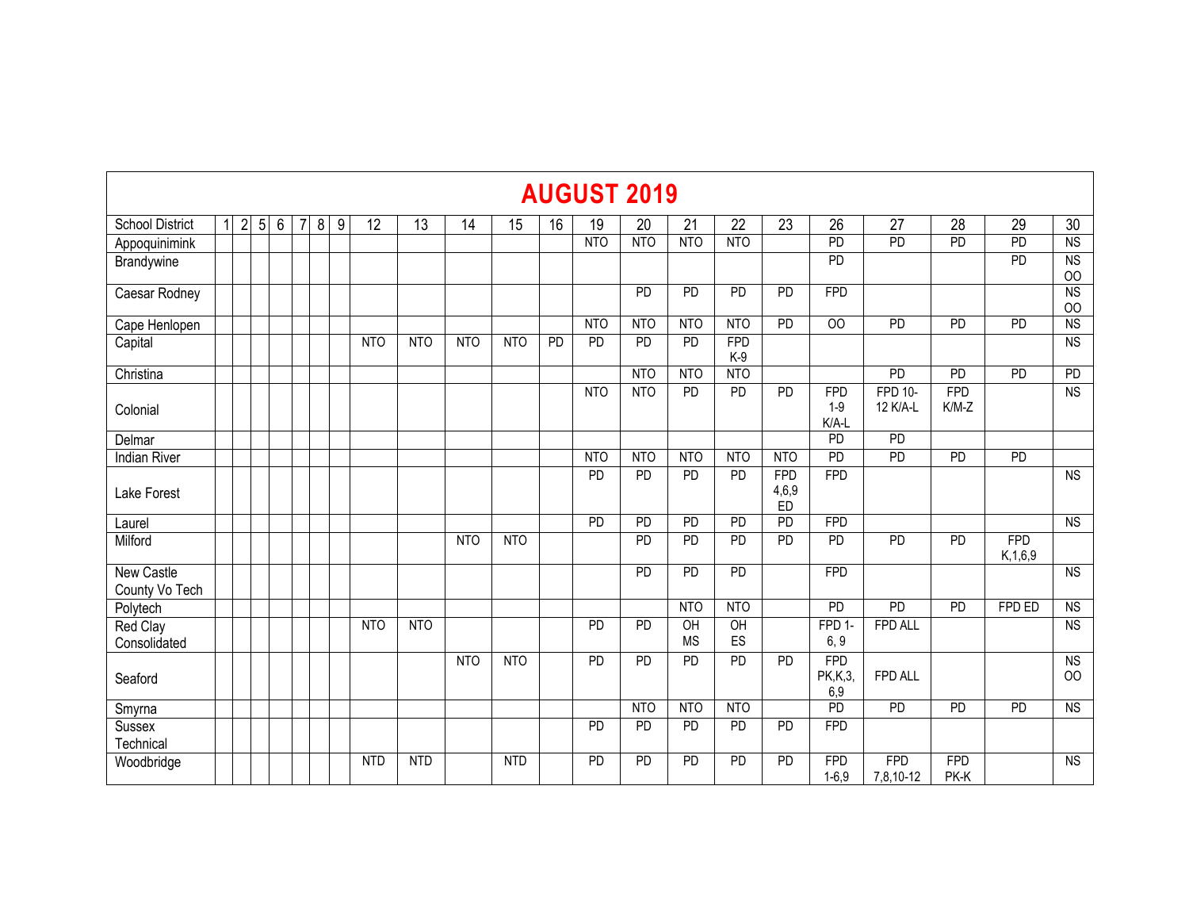# AUGUST 2019

| School District | 1 | 2 | 5 | 6 | 7 | 8 | 9 | 12 | 13 | 14 | 15 | 16 | 19 | 20 | 21 | 22 | 23 | 26 | 27 | 28 | 29 | 30 |
|---|---|---|---|---|---|---|---|---|---|---|---|---|---|---|---|---|---|---|---|---|---|---|
| Appoquinimink | | | | | | | | | | | | | NTO | NTO | NTO | NTO | | PD | PD | PD | PD | NS |
| Brandywine | | | | | | | | | | | | | | | | | | PD | | | PD | NS OO |
| Caesar Rodney | | | | | | | | | | | | | | PD | PD | PD | PD | FPD | | | | NS OO |
| Cape Henlopen | | | | | | | | | | | | | NTO | NTO | NTO | NTO | PD | OO | PD | PD | PD | NS |
| Capital | | | | | | | | NTO | NTO | NTO | NTO | PD | PD | PD | PD | FPD K-9 | | | | | | NS |
| Christina | | | | | | | | | | | | | | NTO | NTO | NTO | | | PD | PD | PD | PD |
| Colonial | | | | | | | | | | | | | NTO | NTO | PD | PD | PD | FPD 1-9 K/A-L | FPD 10-12 K/A-L | FPD K/M-Z | | NS |
| Delmar | | | | | | | | | | | | | | | | | | PD | PD | | | |
| Indian River | | | | | | | | | | | | | NTO | NTO | NTO | NTO | NTO | PD | PD | PD | PD | |
| Lake Forest | | | | | | | | | | | | | PD | PD | PD | PD | FPD 4,6,9 ED | FPD | | | | NS |
| Laurel | | | | | | | | | | | | | PD | PD | PD | PD | PD | FPD | | | | NS |
| Milford | | | | | | | | | | NTO | NTO | | | PD | PD | PD | PD | PD | PD | PD | FPD K,1,6,9 | |
| New Castle County Vo Tech | | | | | | | | | | | | | | PD | PD | PD | | FPD | | | | NS |
| Polytech | | | | | | | | | | | | | | | NTO | NTO | | PD | PD | PD | FPD ED | NS |
| Red Clay Consolidated | | | | | | | | NTO | NTO | | | | PD | PD | OH MS | OH ES | | FPD 1-6, 9 | FPD ALL | | | NS |
| Seaford | | | | | | | | | | NTO | NTO | | PD | PD | PD | PD | PD | FPD PK,K,3, 6,9 | FPD ALL | | | NS OO |
| Smyrna | | | | | | | | | | | | | | NTO | NTO | NTO | | PD | PD | PD | PD | NS |
| Sussex Technical | | | | | | | | | | | | | PD | PD | PD | PD | PD | FPD | | | | |
| Woodbridge | | | | | | | | NTD | NTD | | NTD | | PD | PD | PD | PD | PD | FPD 1-6,9 | FPD 7,8,10-12 | FPD PK-K | | NS |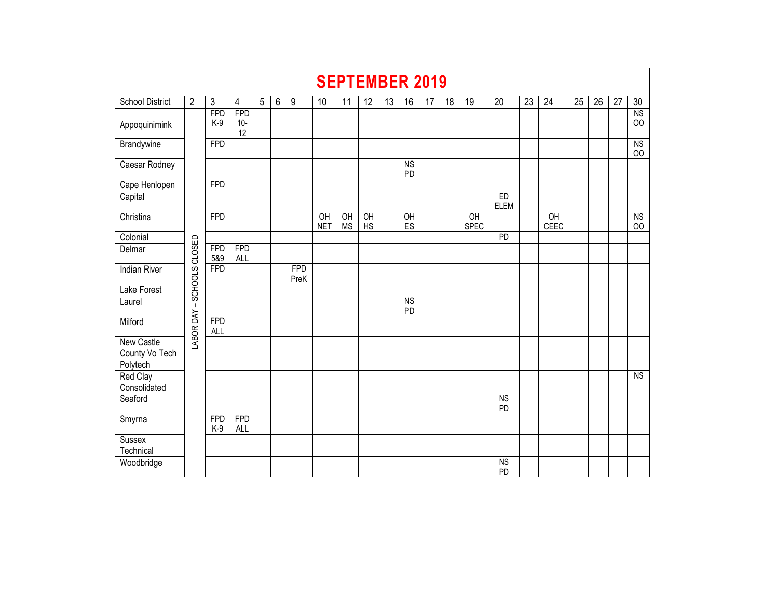# SEPTEMBER 2019

| School District | 2 | 3 | 4 | 5 | 6 | 9 | 10 | 11 | 12 | 13 | 16 | 17 | 18 | 19 | 20 | 23 | 24 | 25 | 26 | 27 | 30 |
|---|---|---|---|---|---|---|---|---|---|---|---|---|---|---|---|---|---|---|---|---|---|
| Appoquinimink | LABOR DAY – SCHOOLS CLOSED | FPD K-9 | FPD 10-12 | | | | | | | | | | | | | | | | | | NS OO |
| Brandywine | | FPD | | | | | | | | | | | | | | | | | | | NS OO |
| Caesar Rodney | | | | | | | | | | | NS PD | | | | | | | | | | |
| Cape Henlopen | | FPD | | | | | | | | | | | | | | | | | | | |
| Capital | | | | | | | | | | | | | | | ED ELEM | | | | | | |
| Christina | | FPD | | | | | OH NET | OH MS | OH HS | | OH ES | | | OH SPEC | | | OH CEEC | | | | NS OO |
| Colonial | | | | | | | | | | | | | | | PD | | | | | | |
| Delmar | | FPD 5&9 | FPD ALL | | | | | | | | | | | | | | | | | | |
| Indian River | | FPD | | | | FPD PreK | | | | | | | | | | | | | | | |
| Lake Forest | | | | | | | | | | | | | | | | | | | | | |
| Laurel | | | | | | | | | | | NS PD | | | | | | | | | | |
| Milford | | FPD ALL | | | | | | | | | | | | | | | | | | | |
| New Castle County Vo Tech | | | | | | | | | | | | | | | | | | | | | |
| Polytech | | | | | | | | | | | | | | | | | | | | | |
| Red Clay Consolidated | | | | | | | | | | | | | | | | | | | | | NS |
| Seaford | | | | | | | | | | | | | | | NS PD | | | | | | |
| Smyrna | | FPD K-9 | FPD ALL | | | | | | | | | | | | | | | | | | |
| Sussex Technical | | | | | | | | | | | | | | | | | | | | | |
| Woodbridge | | | | | | | | | | | | | | | NS PD | | | | | | |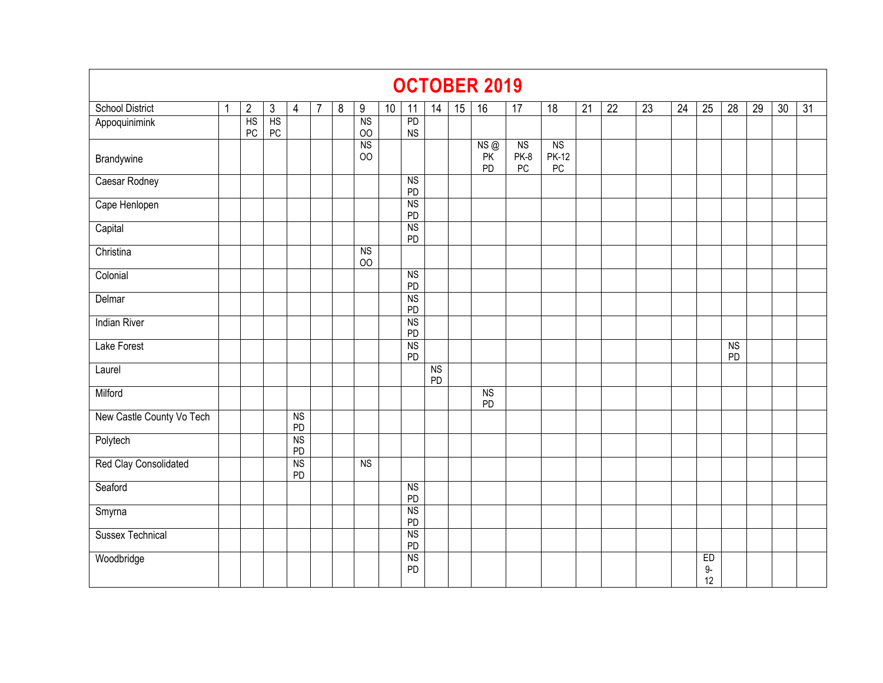# OCTOBER 2019

| School District | 1 | 2 | 3 | 4 | 7 | 8 | 9 | 10 | 11 | 14 | 15 | 16 | 17 | 18 | 21 | 22 | 23 | 24 | 25 | 28 | 29 | 30 | 31 |
|---|---|---|---|---|---|---|---|---|---|---|---|---|---|---|---|---|---|---|---|---|---|---|---|
| Appoquinimink | | HS PC | HS PC | | | | NS OO | | PD NS | | | | | | | | | | | | | | |
| Brandywine | | | | | | | NS OO | | | | | NS @ PK PD | NS PK-8 PC | NS PK-12 PC | | | | | | | | | |
| Caesar Rodney | | | | | | | | | NS PD | | | | | | | | | | | | | | |
| Cape Henlopen | | | | | | | | | NS PD | | | | | | | | | | | | | | |
| Capital | | | | | | | | | NS PD | | | | | | | | | | | | | | |
| Christina | | | | | | | NS OO | | | | | | | | | | | | | | | | |
| Colonial | | | | | | | | | NS PD | | | | | | | | | | | | | | |
| Delmar | | | | | | | | | NS PD | | | | | | | | | | | | | | |
| Indian River | | | | | | | | | NS PD | | | | | | | | | | | | | | |
| Lake Forest | | | | | | | | | NS PD | | | | | | | | | | | NS PD | | | |
| Laurel | | | | | | | | | | NS PD | | | | | | | | | | | | | |
| Milford | | | | | | | | | | | | NS PD | | | | | | | | | | | |
| New Castle County Vo Tech | | | | NS PD | | | | | | | | | | | | | | | | | | | |
| Polytech | | | | NS PD | | | | | | | | | | | | | | | | | | | |
| Red Clay Consolidated | | | | NS PD | | | NS | | | | | | | | | | | | | | | | |
| Seaford | | | | | | | | | NS PD | | | | | | | | | | | | | | |
| Smyrna | | | | | | | | | NS PD | | | | | | | | | | | | | | |
| Sussex Technical | | | | | | | | | NS PD | | | | | | | | | | | | | | |
| Woodbridge | | | | | | | | | NS PD | | | | | | | | | | ED 9-12 | | | | |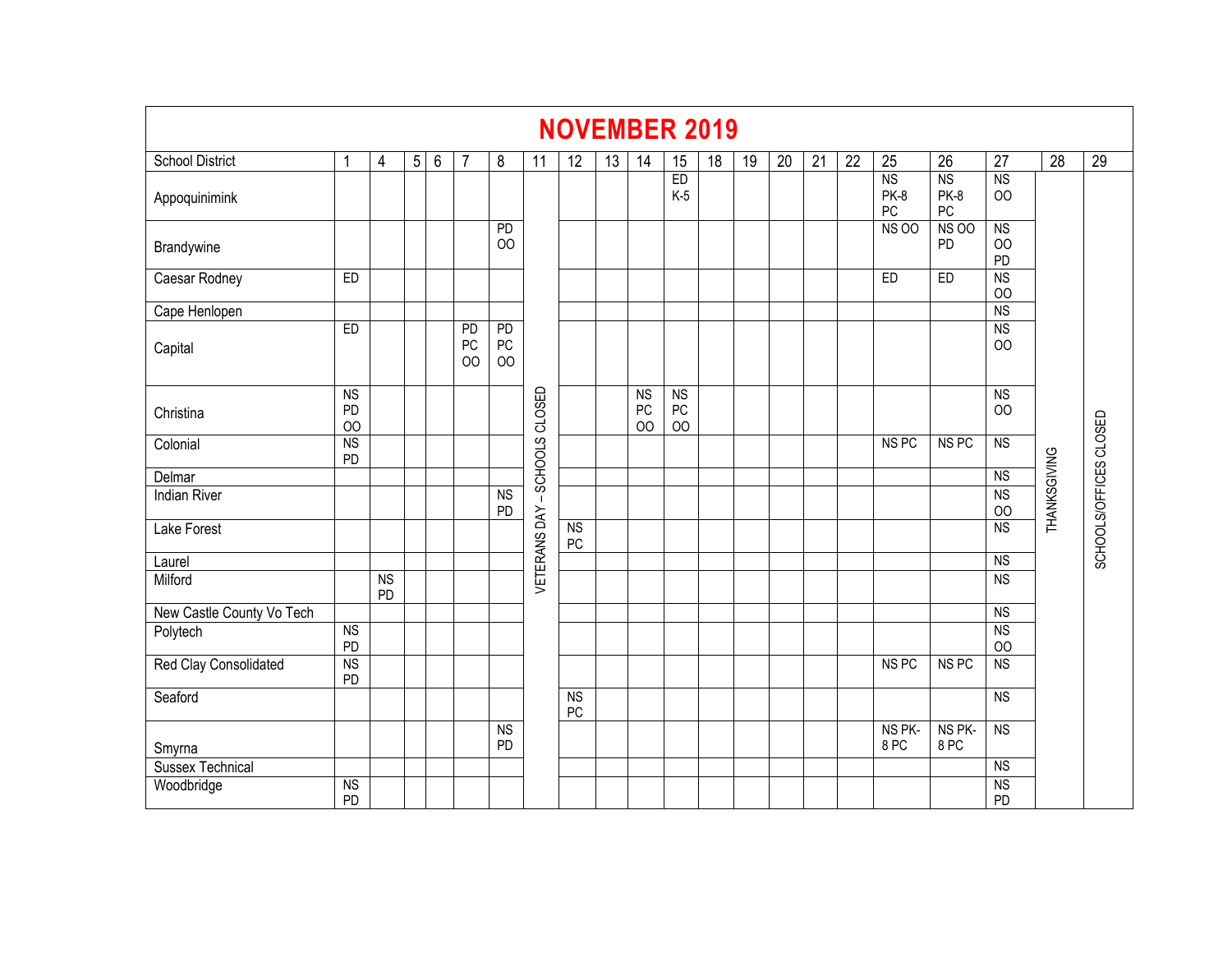# NOVEMBER 2019

| School District | 1 | 4 | 5 | 6 | 7 | 8 | 11 | 12 | 13 | 14 | 15 | 18 | 19 | 20 | 21 | 22 | 25 | 26 | 27 | 28 | 29 |
|---|---|---|---|---|---|---|---|---|---|---|---|---|---|---|---|---|---|---|---|---|---|
| Appoquinimink | | | | | | | VETERANS DAY – SCHOOLS CLOSED | | | | ED K-5 | | | | | | NS PK-8 PC | NS PK-8 PC | NS OO | THANKSGIVING | SCHOOLS/OFFICES CLOSED |
| Brandywine | | | | | | PD OO | | | | | | | | | | | NS OO | NS OO PD | NS OO PD | | |
| Caesar Rodney | ED | | | | | | | | | | | | | | | | ED | ED | NS OO | | |
| Cape Henlopen | | | | | | | | | | | | | | | | | | | NS | | |
| Capital | ED | | | | PD PC OO | PD PC OO | | | | | | | | | | | | | NS OO | | |
| Christina | NS PD OO | | | | | | | | | NS PC OO | NS PC OO | | | | | | | | NS OO | | |
| Colonial | NS PD | | | | | | | | | | | | | | | | NS PC | NS PC | NS | | |
| Delmar | | | | | | | | | | | | | | | | | | | NS | | |
| Indian River | | | | | | NS PD | | | | | | | | | | | | | NS OO | | |
| Lake Forest | | | | | | | | NS PC | | | | | | | | | | | NS | | |
| Laurel | | | | | | | | | | | | | | | | | | | NS | | |
| Milford | | NS PD | | | | | | | | | | | | | | | | | NS | | |
| New Castle County Vo Tech | | | | | | | | | | | | | | | | | | | NS | | |
| Polytech | NS PD | | | | | | | | | | | | | | | | | | NS OO | | |
| Red Clay Consolidated | NS PD | | | | | | | | | | | | | | | | NS PC | NS PC | NS | | |
| Seaford | | | | | | | | NS PC | | | | | | | | | | | NS | | |
| Smyrna | | | | | | NS PD | | | | | | | | | | | NS PK-8 PC | NS PK-8 PC | NS | | |
| Sussex Technical | | | | | | | | | | | | | | | | | | | NS | | |
| Woodbridge | NS PD | | | | | | | | | | | | | | | | | | NS PD | | |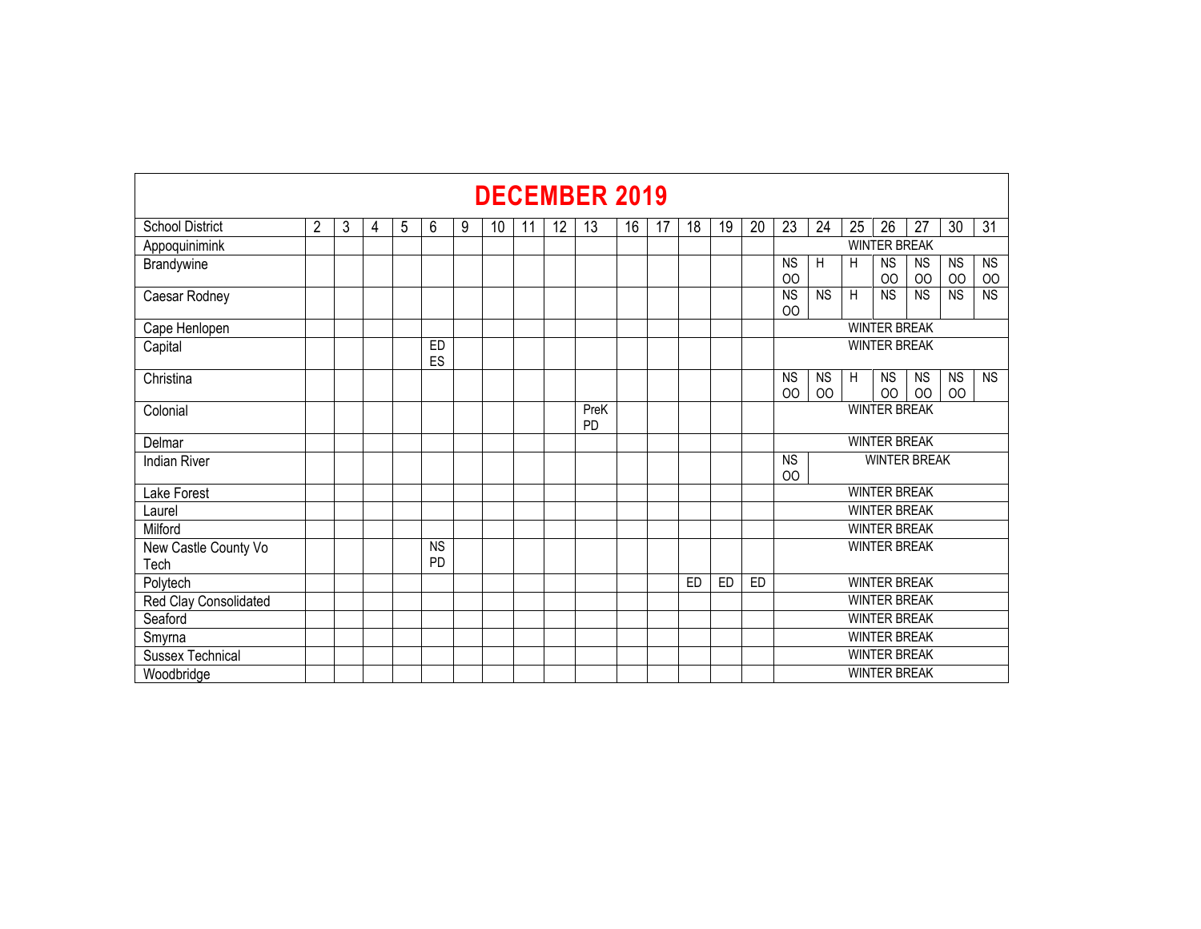# DECEMBER 2019

| School District | 2 | 3 | 4 | 5 | 6 | 9 | 10 | 11 | 12 | 13 | 16 | 17 | 18 | 19 | 20 | 23 | 24 | 25 | 26 | 27 | 30 | 31 |
|---|---|---|---|---|---|---|---|---|---|---|---|---|---|---|---|---|---|---|---|---|---|---|
| Appoquinimink | | | | | | | | | | | | | | | | WINTER BREAK | | | | | | |
| Brandywine | | | | | | | | | | | | | | | | NS OO | H | H | NS OO | NS OO | NS OO | NS OO |
| Caesar Rodney | | | | | | | | | | | | | | | | NS OO | NS | H | NS | NS | NS | NS |
| Cape Henlopen | | | | | | | | | | | | | | | | WINTER BREAK | | | | | | |
| Capital | | | | | ED ES | | | | | | | | | | | WINTER BREAK | | | | | | |
| Christina | | | | | | | | | | | | | | | | NS OO | NS OO | H | NS OO | NS OO | NS OO | NS |
| Colonial | | | | | | | | | | PreK PD | | | | | | WINTER BREAK | | | | | | |
| Delmar | | | | | | | | | | | | | | | | WINTER BREAK | | | | | | |
| Indian River | | | | | | | | | | | | | | | | NS OO | WINTER BREAK | | | | | |
| Lake Forest | | | | | | | | | | | | | | | | WINTER BREAK | | | | | | |
| Laurel | | | | | | | | | | | | | | | | WINTER BREAK | | | | | | |
| Milford | | | | | | | | | | | | | | | | WINTER BREAK | | | | | | |
| New Castle County Vo Tech | | | | | NS PD | | | | | | | | | | | WINTER BREAK | | | | | | |
| Polytech | | | | | | | | | | | | | ED | ED | ED | WINTER BREAK | | | | | | |
| Red Clay Consolidated | | | | | | | | | | | | | | | | WINTER BREAK | | | | | | |
| Seaford | | | | | | | | | | | | | | | | WINTER BREAK | | | | | | |
| Smyrna | | | | | | | | | | | | | | | | WINTER BREAK | | | | | | |
| Sussex Technical | | | | | | | | | | | | | | | | WINTER BREAK | | | | | | |
| Woodbridge | | | | | | | | | | | | | | | | WINTER BREAK | | | | | | |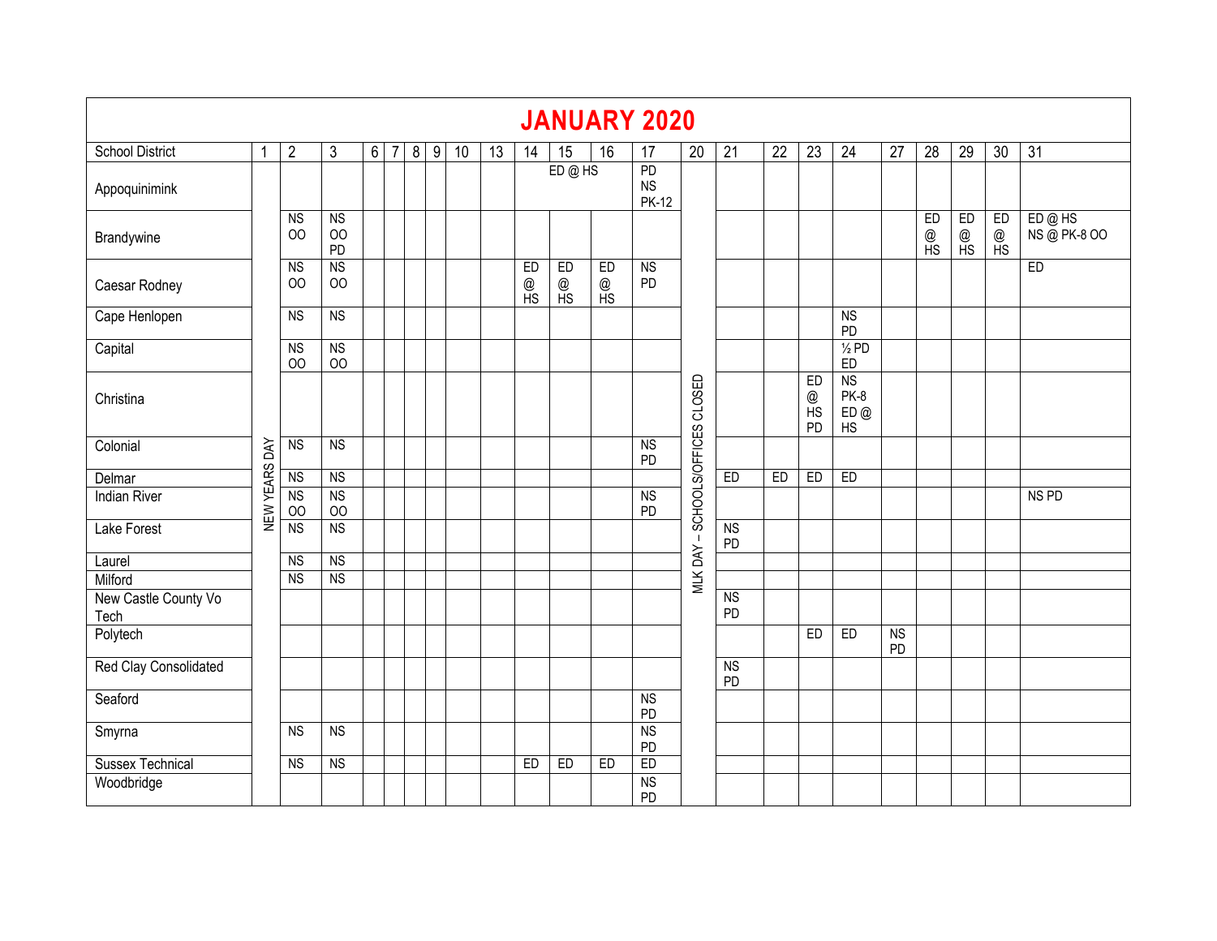# JANUARY 2020

| School District | 1 | 2 | 3 | 6 | 7 | 8 | 9 | 10 | 13 | 14 | 15 | 16 | 17 | 20 | 21 | 22 | 23 | 24 | 27 | 28 | 29 | 30 | 31 |
|---|---|---|---|---|---|---|---|---|---|---|---|---|---|---|---|---|---|---|---|---|---|---|---|
| Appoquinimink | NEW YEARS DAY | | | | | | | | | ED @ HS | | | PD NS PK-12 | MLK DAY – SCHOOLS/OFFICES CLOSED | | | | | | | | | |
| Brandywine | | NS OO | NS OO PD | | | | | | | | | | | | | | | | | ED @ HS | ED @ HS | ED @ HS | ED @ HS NS @ PK-8 OO |
| Caesar Rodney | | NS OO | NS OO | | | | | | | ED @ HS | ED @ HS | ED @ HS | NS PD | | | | | | | | | | ED |
| Cape Henlopen | | NS | NS | | | | | | | | | | | | | | | NS PD | | | | | |
| Capital | | NS OO | NS OO | | | | | | | | | | | | | | | ½ PD ED | | | | | |
| Christina | | | | | | | | | | | | | | | | | ED @ HS PD | NS PK-8 ED @ HS | | | | | |
| Colonial | | NS | NS | | | | | | | | | | NS PD | | | | | | | | | | |
| Delmar | | NS | NS | | | | | | | | | | | | ED | ED | ED | ED | | | | | |
| Indian River | | NS OO | NS OO | | | | | | | | | | NS PD | | | | | | | | | | NS PD |
| Lake Forest | | NS | NS | | | | | | | | | | | | NS PD | | | | | | | | |
| Laurel | | NS | NS | | | | | | | | | | | | | | | | | | | | |
| Milford | | NS | NS | | | | | | | | | | | | | | | | | | | | |
| New Castle County Vo Tech | | | | | | | | | | | | | | | NS PD | | | | | | | | |
| Polytech | | | | | | | | | | | | | | | | | ED | ED | NS PD | | | | |
| Red Clay Consolidated | | | | | | | | | | | | | | | NS PD | | | | | | | | |
| Seaford | | | | | | | | | | | | | NS PD | | | | | | | | | | |
| Smyrna | | NS | NS | | | | | | | | | | NS PD | | | | | | | | | | |
| Sussex Technical | | NS | NS | | | | | | | ED | ED | ED | ED | | | | | | | | | | |
| Woodbridge | | | | | | | | | | | | | NS PD | | | | | | | | | | |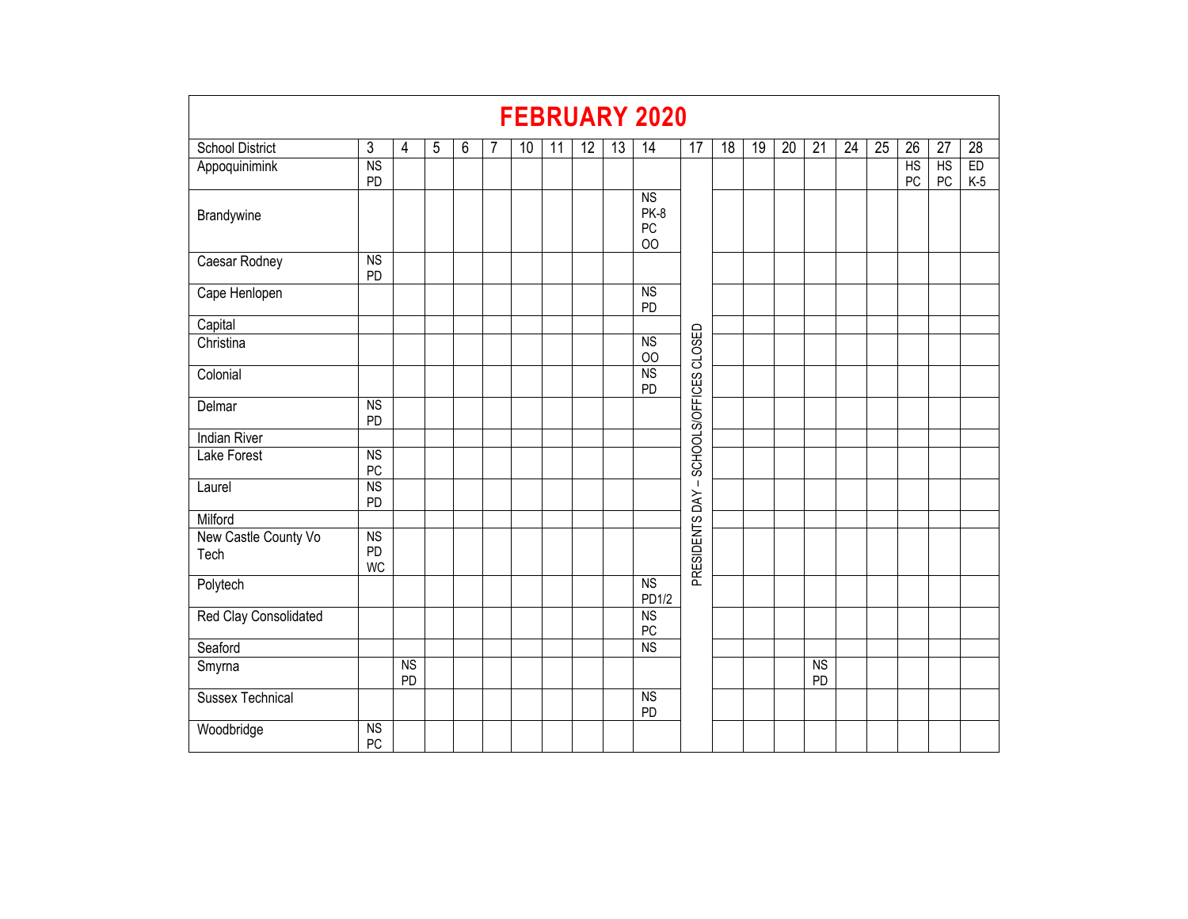# FEBRUARY 2020

| School District | 3 | 4 | 5 | 6 | 7 | 10 | 11 | 12 | 13 | 14 | 17 | 18 | 19 | 20 | 21 | 24 | 25 | 26 | 27 | 28 |
|---|---|---|---|---|---|---|---|---|---|---|---|---|---|---|---|---|---|---|---|---|
| Appoquinimink | NS PD | | | | | | | | | | PRESIDENTS DAY – SCHOOLS/OFFICES CLOSED | | | | | | | HS PC | HS PC | ED K-5 |
| Brandywine | | | | | | | | | | NS PK-8 PC OO | | | | | | | | | | |
| Caesar Rodney | NS PD | | | | | | | | | | | | | | | | | | | |
| Cape Henlopen | | | | | | | | | | NS PD | | | | | | | | | | |
| Capital | | | | | | | | | | | | | | | | | | | | |
| Christina | | | | | | | | | | NS OO | | | | | | | | | | |
| Colonial | | | | | | | | | | NS PD | | | | | | | | | | |
| Delmar | NS PD | | | | | | | | | | | | | | | | | | | |
| Indian River | | | | | | | | | | | | | | | | | | | | |
| Lake Forest | NS PC | | | | | | | | | | | | | | | | | | | |
| Laurel | NS PD | | | | | | | | | | | | | | | | | | | |
| Milford | | | | | | | | | | | | | | | | | | | | |
| New Castle County Vo Tech | NS PD WC | | | | | | | | | | | | | | | | | | | |
| Polytech | | | | | | | | | | NS PD1/2 | | | | | | | | | | |
| Red Clay Consolidated | | | | | | | | | | NS PC | | | | | | | | | | |
| Seaford | | | | | | | | | | NS | | | | | | | | | | |
| Smyrna | | NS PD | | | | | | | | | | | | | NS PD | | | | | |
| Sussex Technical | | | | | | | | | | NS PD | | | | | | | | | | |
| Woodbridge | NS PC | | | | | | | | | | | | | | | | | | | |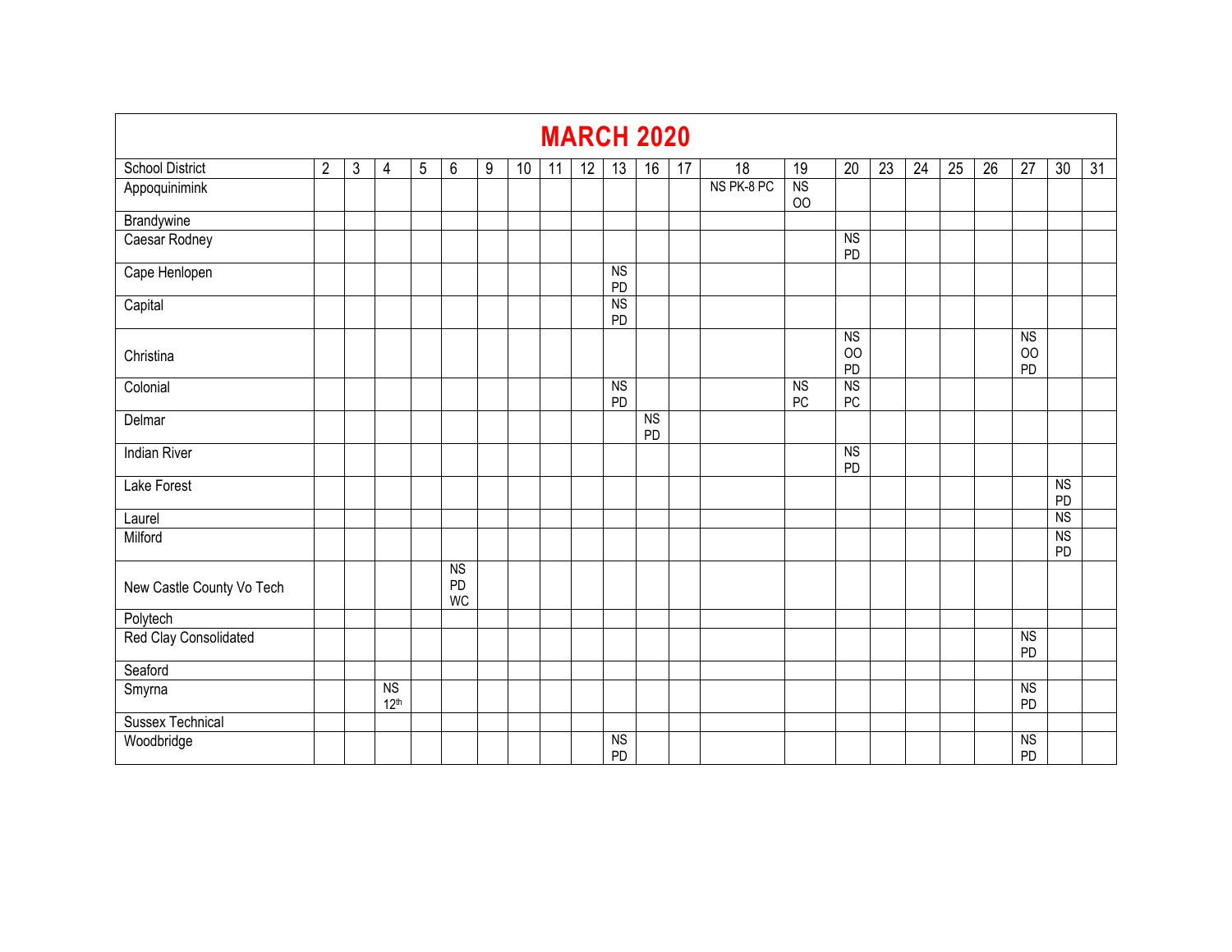# MARCH 2020

| School District | 2 | 3 | 4 | 5 | 6 | 9 | 10 | 11 | 12 | 13 | 16 | 17 | 18 | 19 | 20 | 23 | 24 | 25 | 26 | 27 | 30 | 31 |
|---|---|---|---|---|---|---|---|---|---|---|---|---|---|---|---|---|---|---|---|---|---|---|
| Appoquinimink | | | | | | | | | | | | | NS PK-8 PC | NS OO | | | | | | | | |
| Brandywine | | | | | | | | | | | | | | | | | | | | | | |
| Caesar Rodney | | | | | | | | | | | | | | | NS PD | | | | | | | |
| Cape Henlopen | | | | | | | | | | NS PD | | | | | | | | | | | | |
| Capital | | | | | | | | | | NS PD | | | | | | | | | | | | |
| Christina | | | | | | | | | | | | | | | NS OO PD | | | | | NS OO PD | | |
| Colonial | | | | | | | | | | NS PD | | | | NS PC | NS PC | | | | | | | |
| Delmar | | | | | | | | | | | NS PD | | | | | | | | | | | |
| Indian River | | | | | | | | | | | | | | | NS PD | | | | | | | |
| Lake Forest | | | | | | | | | | | | | | | | | | | | | NS PD | |
| Laurel | | | | | | | | | | | | | | | | | | | | | NS | |
| Milford | | | | | | | | | | | | | | | | | | | | | NS PD | |
| New Castle County Vo Tech | | | | | NS PD WC | | | | | | | | | | | | | | | | | |
| Polytech | | | | | | | | | | | | | | | | | | | | | | |
| Red Clay Consolidated | | | | | | | | | | | | | | | | | | | | NS PD | | |
| Seaford | | | | | | | | | | | | | | | | | | | | | | |
| Smyrna | | | NS 12th | | | | | | | | | | | | | | | | | NS PD | | |
| Sussex Technical | | | | | | | | | | | | | | | | | | | | | | |
| Woodbridge | | | | | | | | | | NS PD | | | | | | | | | | NS PD | | |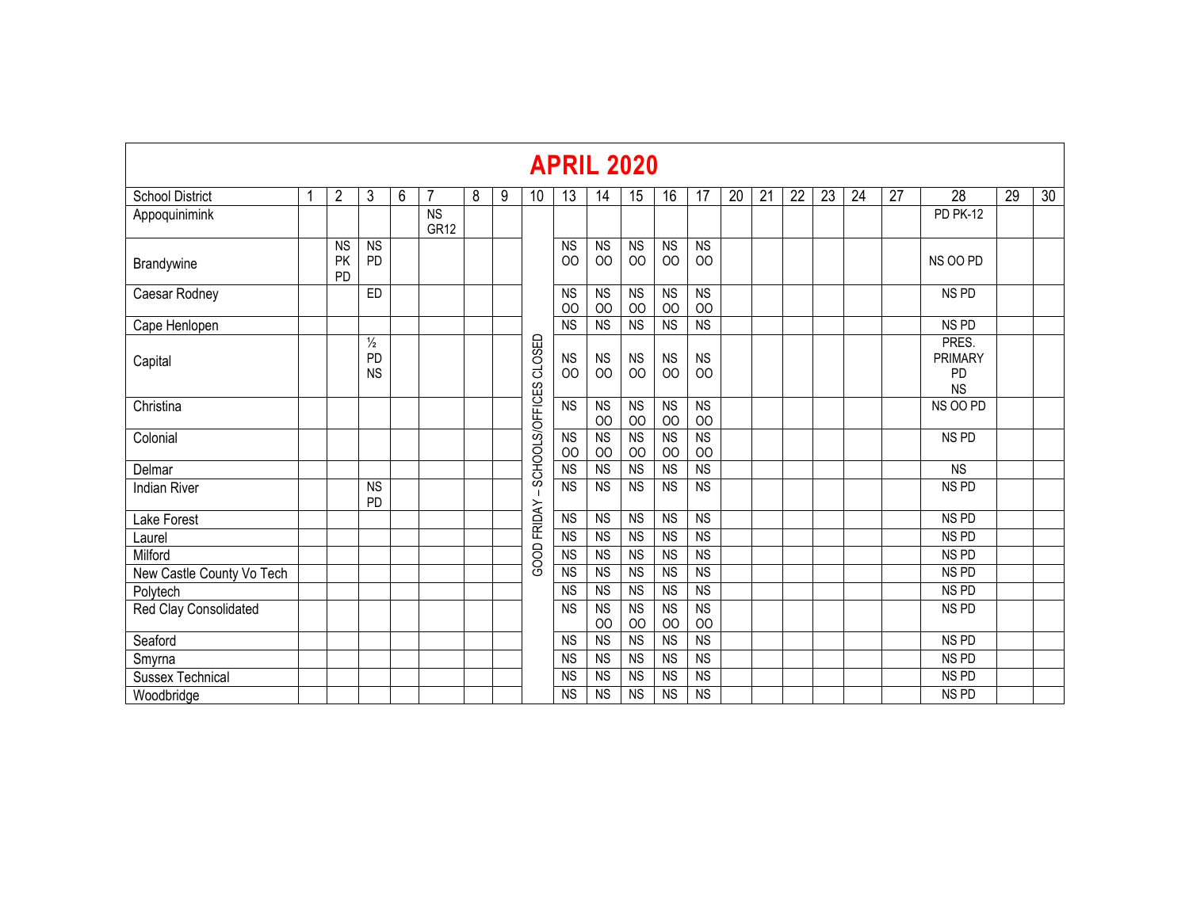## APRIL 2020

| School District | 1 | 2 | 3 | 6 | 7 | 8 | 9 | 10 | 13 | 14 | 15 | 16 | 17 | 20 | 21 | 22 | 23 | 24 | 27 | 28 | 29 | 30 |
|---|---|---|---|---|---|---|---|---|---|---|---|---|---|---|---|---|---|---|---|---|---|---|
| Appoquinimink | | | | | NS GR12 | | | GOOD FRIDAY – SCHOOLS/OFFICES CLOSED | | | | | | | | | | | | PD PK-12 | | |
| Brandywine | | NS PK PD | NS PD | | | | | | NS OO | NS OO | NS OO | NS OO | NS OO | | | | | | | NS OO PD | | |
| Caesar Rodney | | | ED | | | | | | NS OO | NS OO | NS OO | NS OO | NS OO | | | | | | | NS PD | | |
| Cape Henlopen | | | | | | | | | NS | NS | NS | NS | NS | | | | | | | NS PD | | |
| Capital | | | ½ PD NS | | | | | | NS OO | NS OO | NS OO | NS OO | NS OO | | | | | | | PRES. PRIMARY PD NS | | |
| Christina | | | | | | | | | NS | NS OO | NS OO | NS OO | NS OO | | | | | | | NS OO PD | | |
| Colonial | | | | | | | | | NS OO | NS OO | NS OO | NS OO | NS OO | | | | | | | NS PD | | |
| Delmar | | | | | | | | | NS | NS | NS | NS | NS | | | | | | | NS | | |
| Indian River | | | NS PD | | | | | | NS | NS | NS | NS | NS | | | | | | | NS PD | | |
| Lake Forest | | | | | | | | | NS | NS | NS | NS | NS | | | | | | | NS PD | | |
| Laurel | | | | | | | | | NS | NS | NS | NS | NS | | | | | | | NS PD | | |
| Milford | | | | | | | | | NS | NS | NS | NS | NS | | | | | | | NS PD | | |
| New Castle County Vo Tech | | | | | | | | | NS | NS | NS | NS | NS | | | | | | | NS PD | | |
| Polytech | | | | | | | | | NS | NS | NS | NS | NS | | | | | | | NS PD | | |
| Red Clay Consolidated | | | | | | | | | NS | NS OO | NS OO | NS OO | NS OO | | | | | | | NS PD | | |
| Seaford | | | | | | | | | NS | NS | NS | NS | NS | | | | | | | NS PD | | |
| Smyrna | | | | | | | | | NS | NS | NS | NS | NS | | | | | | | NS PD | | |
| Sussex Technical | | | | | | | | | NS | NS | NS | NS | NS | | | | | | | NS PD | | |
| Woodbridge | | | | | | | | | NS | NS | NS | NS | NS | | | | | | | NS PD | | |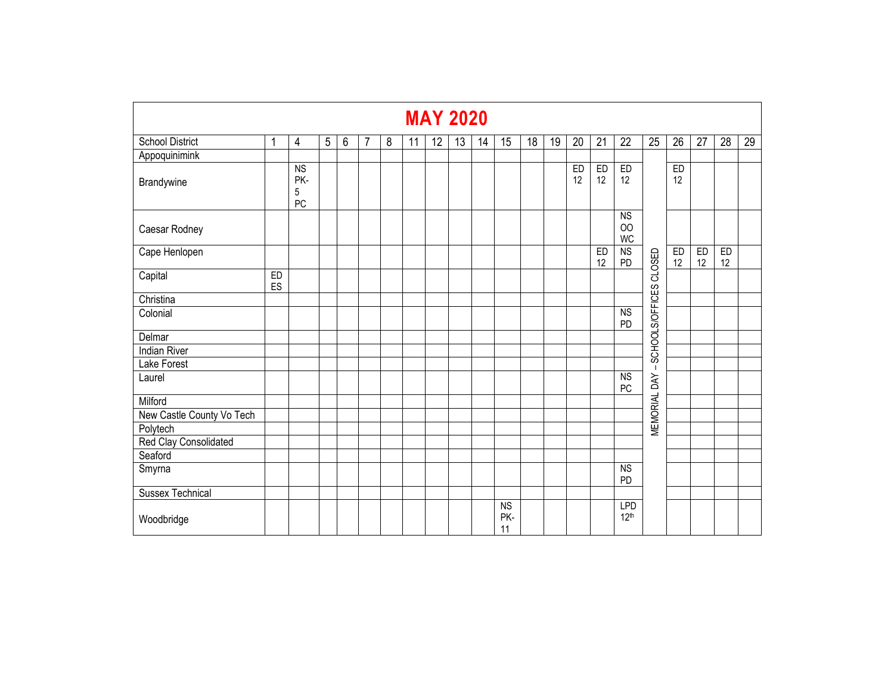# MAY 2020

| School District | 1 | 4 | 5 | 6 | 7 | 8 | 11 | 12 | 13 | 14 | 15 | 18 | 19 | 20 | 21 | 22 | 25 | 26 | 27 | 28 | 29 |
|---|---|---|---|---|---|---|---|---|---|---|---|---|---|---|---|---|---|---|---|---|---|
| Appoquinimink | | | | | | | | | | | | | | | | | MEMORIAL DAY – SCHOOLS/OFFICES CLOSED | | | | |
| Brandywine | | NS PK-5 PC | | | | | | | | | | | | ED 12 | ED 12 | ED 12 | | ED 12 | | | |
| Caesar Rodney | | | | | | | | | | | | | | | | NS OO WC | | | | | |
| Cape Henlopen | | | | | | | | | | | | | | | ED 12 | NS PD | | ED 12 | ED 12 | ED 12 | |
| Capital | ED ES | | | | | | | | | | | | | | | | | | | | |
| Christina | | | | | | | | | | | | | | | | | | | | | |
| Colonial | | | | | | | | | | | | | | | | NS PD | | | | | |
| Delmar | | | | | | | | | | | | | | | | | | | | | |
| Indian River | | | | | | | | | | | | | | | | | | | | | |
| Lake Forest | | | | | | | | | | | | | | | | | | | | | |
| Laurel | | | | | | | | | | | | | | | | NS PC | | | | | |
| Milford | | | | | | | | | | | | | | | | | | | | | |
| New Castle County Vo Tech | | | | | | | | | | | | | | | | | | | | | |
| Polytech | | | | | | | | | | | | | | | | | | | | | |
| Red Clay Consolidated | | | | | | | | | | | | | | | | | | | | | |
| Seaford | | | | | | | | | | | | | | | | | | | | | |
| Smyrna | | | | | | | | | | | | | | | | NS PD | | | | | |
| Sussex Technical | | | | | | | | | | | | | | | | | | | | | |
| Woodbridge | | | | | | | | | | | NS PK-11 | | | | | LPD 12th | | | | | |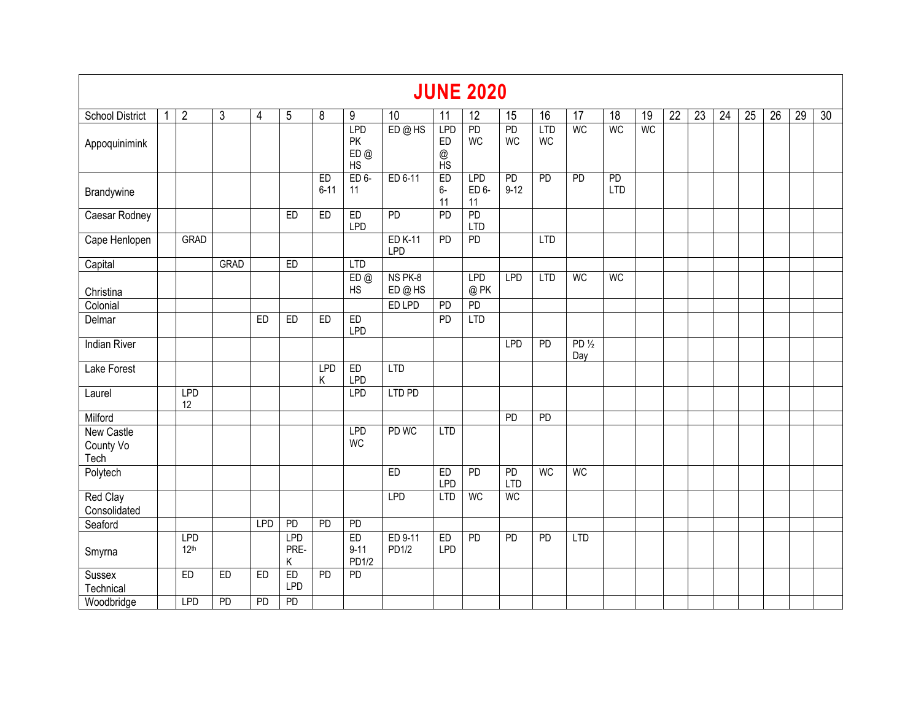# JUNE 2020

| School District | 1 | 2 | 3 | 4 | 5 | 8 | 9 | 10 | 11 | 12 | 15 | 16 | 17 | 18 | 19 | 22 | 23 | 24 | 25 | 26 | 29 | 30 |
|---|---|---|---|---|---|---|---|---|---|---|---|---|---|---|---|---|---|---|---|---|---|---|
| Appoquinimink | | | | | | | LPD PK ED @ HS | ED @ HS | LPD ED @ HS | PD WC | PD WC | LTD WC | WC | WC | WC | | | | | | | |
| Brandywine | | | | | | ED 6-11 | ED 6-11 | ED 6-11 | ED 6-11 | LPD ED 6-11 | PD 9-12 | PD | PD | PD LTD | | | | | | | | |
| Caesar Rodney | | | | | ED | ED | ED LPD | PD | PD | PD LTD | | | | | | | | | | | | |
| Cape Henlopen | | GRAD | | | | | | ED K-11 LPD | PD | PD | | LTD | | | | | | | | | | |
| Capital | | | GRAD | | ED | | LTD | | | | | | | | | | | | | | | |
| Christina | | | | | | | ED @ HS | NS PK-8 ED @ HS | | LPD @ PK | LPD | LTD | WC | WC | | | | | | | | |
| Colonial | | | | | | | | ED LPD | PD | PD | | | | | | | | | | | | |
| Delmar | | | | ED | ED | ED | ED LPD | | PD | LTD | | | | | | | | | | | | |
| Indian River | | | | | | | | | | | LPD | PD | PD ½ Day | | | | | | | | | |
| Lake Forest | | | | | | LPD K | ED LPD | LTD | | | | | | | | | | | | | | |
| Laurel | | LPD 12 | | | | | LPD | LTD PD | | | | | | | | | | | | | | |
| Milford | | | | | | | | | | | PD | PD | | | | | | | | | | |
| New Castle County Vo Tech | | | | | | | LPD WC | PD WC | LTD | | | | | | | | | | | | | |
| Polytech | | | | | | | | ED | ED LPD | PD | PD LTD | WC | WC | | | | | | | | | |
| Red Clay Consolidated | | | | | | | | LPD | LTD | WC | WC | | | | | | | | | | | |
| Seaford | | | | LPD | PD | PD | PD | | | | | | | | | | | | | | | |
| Smyrna | | LPD 12th | | | LPD PRE-K | | ED 9-11 PD1/2 | ED 9-11 PD1/2 | ED LPD | PD | PD | PD | LTD | | | | | | | | | |
| Sussex Technical | | ED | ED | ED | ED LPD | PD | PD | | | | | | | | | | | | | | | |
| Woodbridge | | LPD | PD | PD | PD | | | | | | | | | | | | | | | | | |